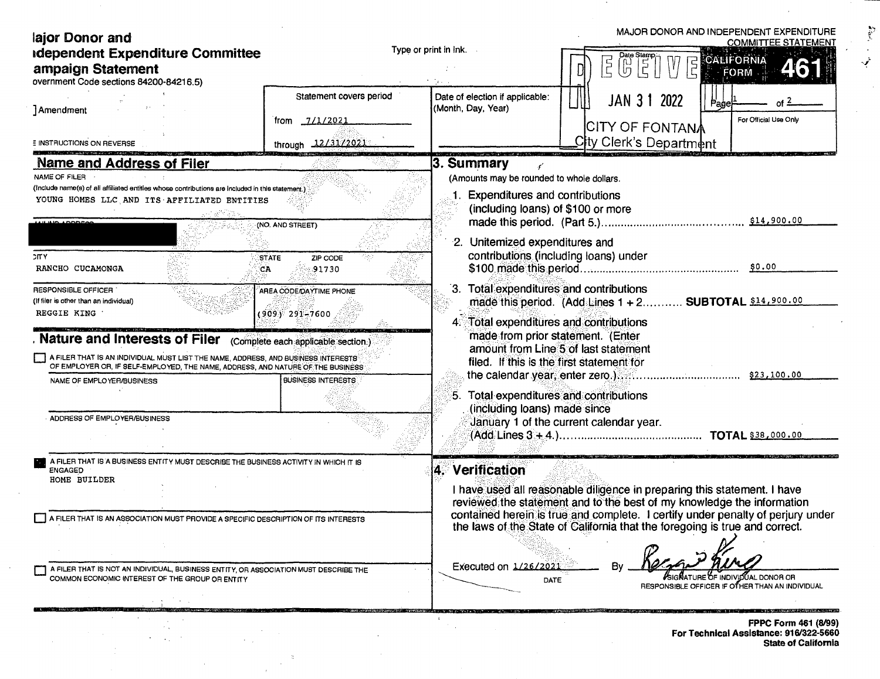# Major Donor and Independent Expenditure Committee Campaign Statement

Government Code sections 84200-84216.5)

Type or print in ink.

MAJOR DONOR AND INDEPENDENT EXPENDITURE COMMITTEE STATEMENT

**CALIFORNIA FORM 461**

[ ] Amendment

SEE INSTRUCTIONS ON REVERSE

Statement covers period from 7/1/2021 through 12/31/2021

Date of election if applicable: (Month, Day, Year)

Date Stamp: RECEIVED JAN 31 2022 CITY OF FONTANA City Clerk's Department

Page 1 of 2

For Official Use Only

## 1. Name and Address of Filer

NAME OF FILER (Include name(s) of all affiliated entities whose contributions are included in this statement.)
YOUNG HOMES LLC AND ITS AFFILIATED ENTITIES

MAILING ADDRESS (NO. AND STREET)
[REDACTED]

| CITY | STATE | ZIP CODE |
|---|---|---|
| RANCHO CUCAMONGA | CA | 91730 |

| RESPONSIBLE OFFICER (If filer is other than an individual) | AREA CODE/DAYTIME PHONE |
|---|---|
| REGGIE KING | (909) 291-7600 |

## 2. Nature and Interests of Filer (Complete each applicable section.)

[ ] A FILER THAT IS AN INDIVIDUAL MUST LIST THE NAME, ADDRESS, AND BUSINESS INTERESTS OF EMPLOYER OR, IF SELF-EMPLOYED, THE NAME, ADDRESS, AND NATURE OF THE BUSINESS

| NAME OF EMPLOYER/BUSINESS | BUSINESS INTERESTS |
|---|---|
| | |

ADDRESS OF EMPLOYER/BUSINESS

[X] A FILER THAT IS A BUSINESS ENTITY MUST DESCRIBE THE BUSINESS ACTIVITY IN WHICH IT IS ENGAGED
HOME BUILDER

[ ] A FILER THAT IS AN ASSOCIATION MUST PROVIDE A SPECIFIC DESCRIPTION OF ITS INTERESTS

[ ] A FILER THAT IS NOT AN INDIVIDUAL, BUSINESS ENTITY, OR ASSOCIATION MUST DESCRIBE THE COMMON ECONOMIC INTEREST OF THE GROUP OR ENTITY

## 3. Summary

(Amounts may be rounded to whole dollars.)

1. Expenditures and contributions (including loans) of $100 or more made this period. (Part 5.) .......... $14,900.00
2. Unitemized expenditures and contributions (including loans) under $100 made this period .......... $0.00
3. Total expenditures and contributions made this period. (Add Lines 1 + 2 .......... **SUBTOTAL** $14,900.00
4. Total expenditures and contributions made from prior statement. (Enter amount from Line 5 of last statement filed. If this is the first statement for the calendar year, enter zero.) .......... $23,100.00
5. Total expenditures and contributions (including loans) made since January 1 of the current calendar year. (Add Lines 3 + 4.) .......... **TOTAL** $38,000.00

## 4. Verification

I have used all reasonable diligence in preparing this statement. I have reviewed the statement and to the best of my knowledge the information contained herein is true and complete. I certify under penalty of perjury under the laws of the State of California that the foregoing is true and correct.

Executed on 1/26/2021 (DATE) By [signature] (SIGNATURE OF INDIVIDUAL DONOR OR RESPONSIBLE OFFICER IF OTHER THAN AN INDIVIDUAL)

**FPPC Form 461 (8/99)**
**For Technical Assistance: 916/322-5660**
**State of California**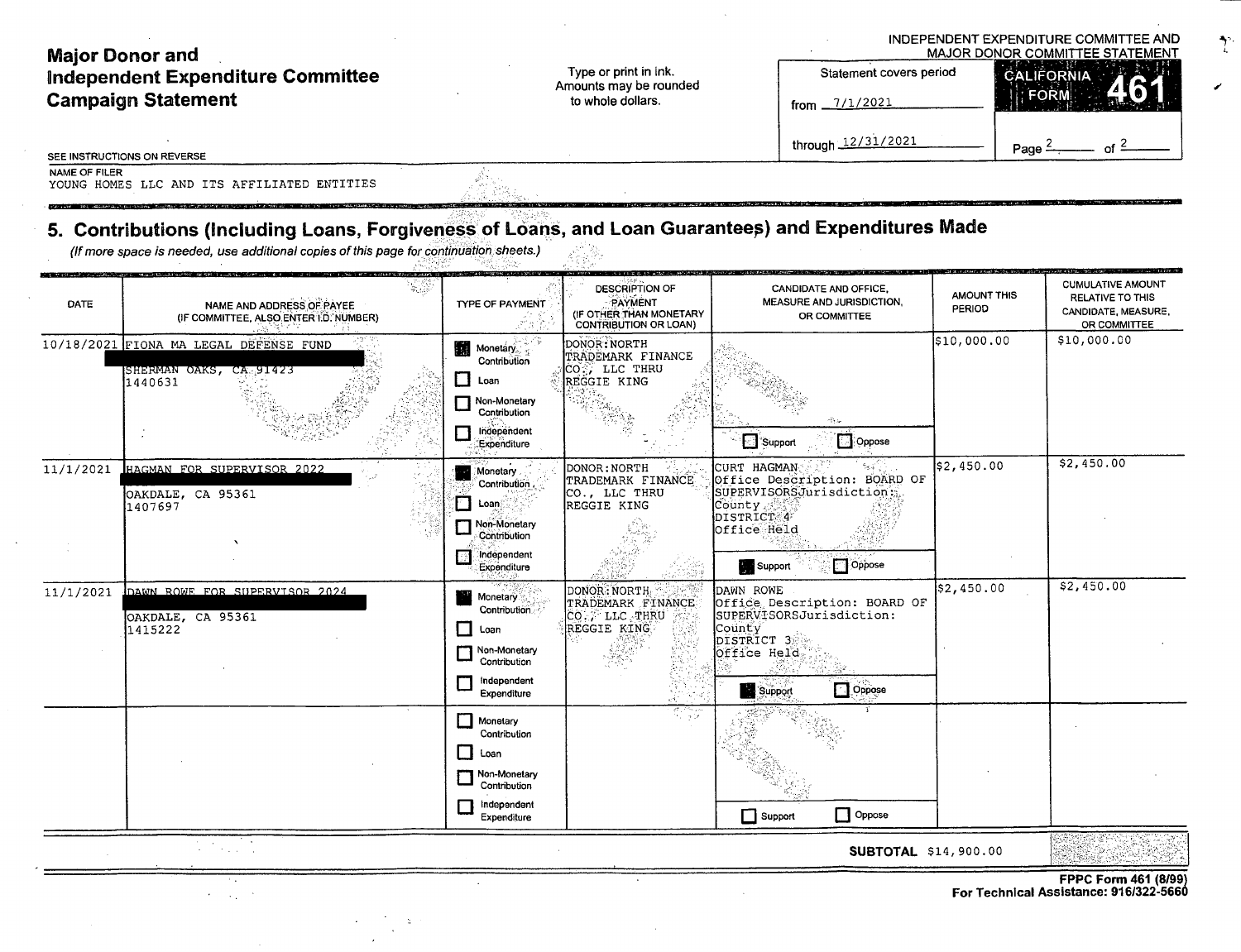# Major Donor and Independent Expenditure Committee Campaign Statement

Type or print in ink.
Amounts may be rounded to whole dollars.

INDEPENDENT EXPENDITURE COMMITTEE AND MAJOR DONOR COMMITTEE STATEMENT

Statement covers period

from 7/1/2021

through 12/31/2021

CALIFORNIA FORM 461

Page 2 of 2

SEE INSTRUCTIONS ON REVERSE

NAME OF FILER
YOUNG HOMES LLC AND ITS AFFILIATED ENTITIES

## 5. Contributions (Including Loans, Forgiveness of Loans, and Loan Guarantees) and Expenditures Made

*(If more space is needed, use additional copies of this page for continuation sheets.)*

| DATE | NAME AND ADDRESS OF PAYEE (IF COMMITTEE, ALSO ENTER I.D. NUMBER) | TYPE OF PAYMENT | DESCRIPTION OF PAYMENT (IF OTHER THAN MONETARY CONTRIBUTION OR LOAN) | CANDIDATE AND OFFICE, MEASURE AND JURISDICTION, OR COMMITTEE | AMOUNT THIS PERIOD | CUMULATIVE AMOUNT RELATIVE TO THIS CANDIDATE, MEASURE, OR COMMITTEE |
|---|---|---|---|---|---|---|
| 10/18/2021 | FIONA MA LEGAL DEFENSE FUND [REDACTED] SHERMAN OAKS, CA 91423 1440631 | ■ Monetary Contribution ☐ Loan ☐ Non-Monetary Contribution ☐ Independent Expenditure | DONOR:NORTH TRADEMARK FINANCE CO., LLC THRU REGGIE KING | ☐ Support ☐ Oppose | $10,000.00 | $10,000.00 |
| 11/1/2021 | HAGMAN FOR SUPERVISOR 2022 [REDACTED] OAKDALE, CA 95361 1407697 | ■ Monetary Contribution ☐ Loan ☐ Non-Monetary Contribution ☐ Independent Expenditure | DONOR:NORTH TRADEMARK FINANCE CO., LLC THRU REGGIE KING | CURT HAGMAN Office Description: BOARD OF SUPERVISORSJurisdiction: County DISTRICT 4 Office Held ■ Support ☐ Oppose | $2,450.00 | $2,450.00 |
| 11/1/2021 | DAWN ROWE FOR SUPERVISOR 2024 [REDACTED] OAKDALE, CA 95361 1415222 | ■ Monetary Contribution ☐ Loan ☐ Non-Monetary Contribution ☐ Independent Expenditure | DONOR:NORTH TRADEMARK FINANCE CO., LLC THRU REGGIE KING | DAWN ROWE Office Description: BOARD OF SUPERVISORSJurisdiction: County DISTRICT 3 Office Held ■ Support ☐ Oppose | $2,450.00 | $2,450.00 |
| | | ☐ Monetary Contribution ☐ Loan ☐ Non-Monetary Contribution ☐ Independent Expenditure | | ☐ Support ☐ Oppose | | |

**SUBTOTAL** $14,900.00

FPPC Form 461 (8/99)
For Technical Assistance: 916/322-5660